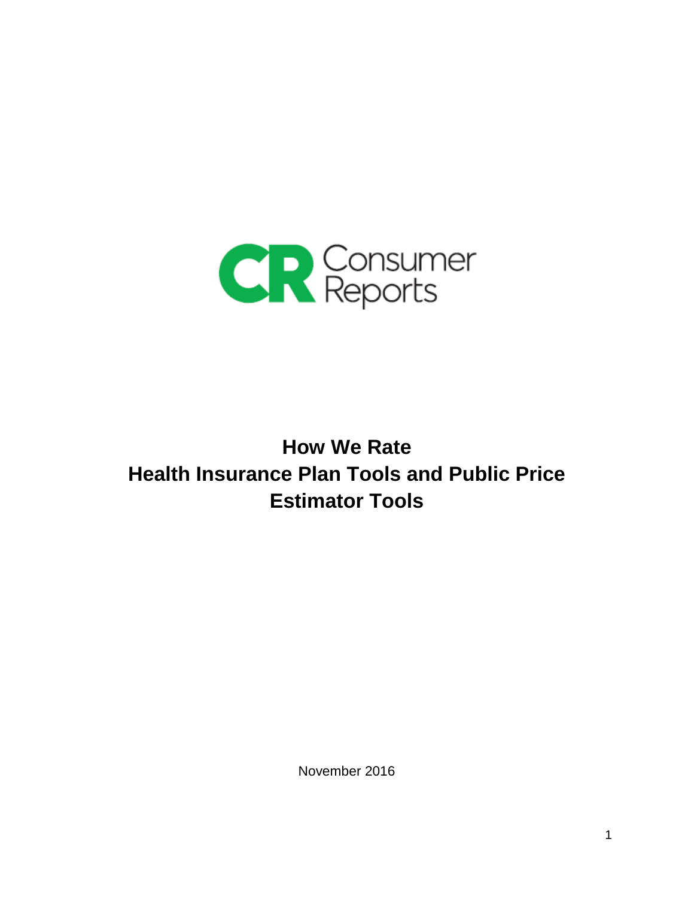Consumer Reports

# How We Rate Health Insurance Plan Tools and Public Price Estimator Tools

November 2016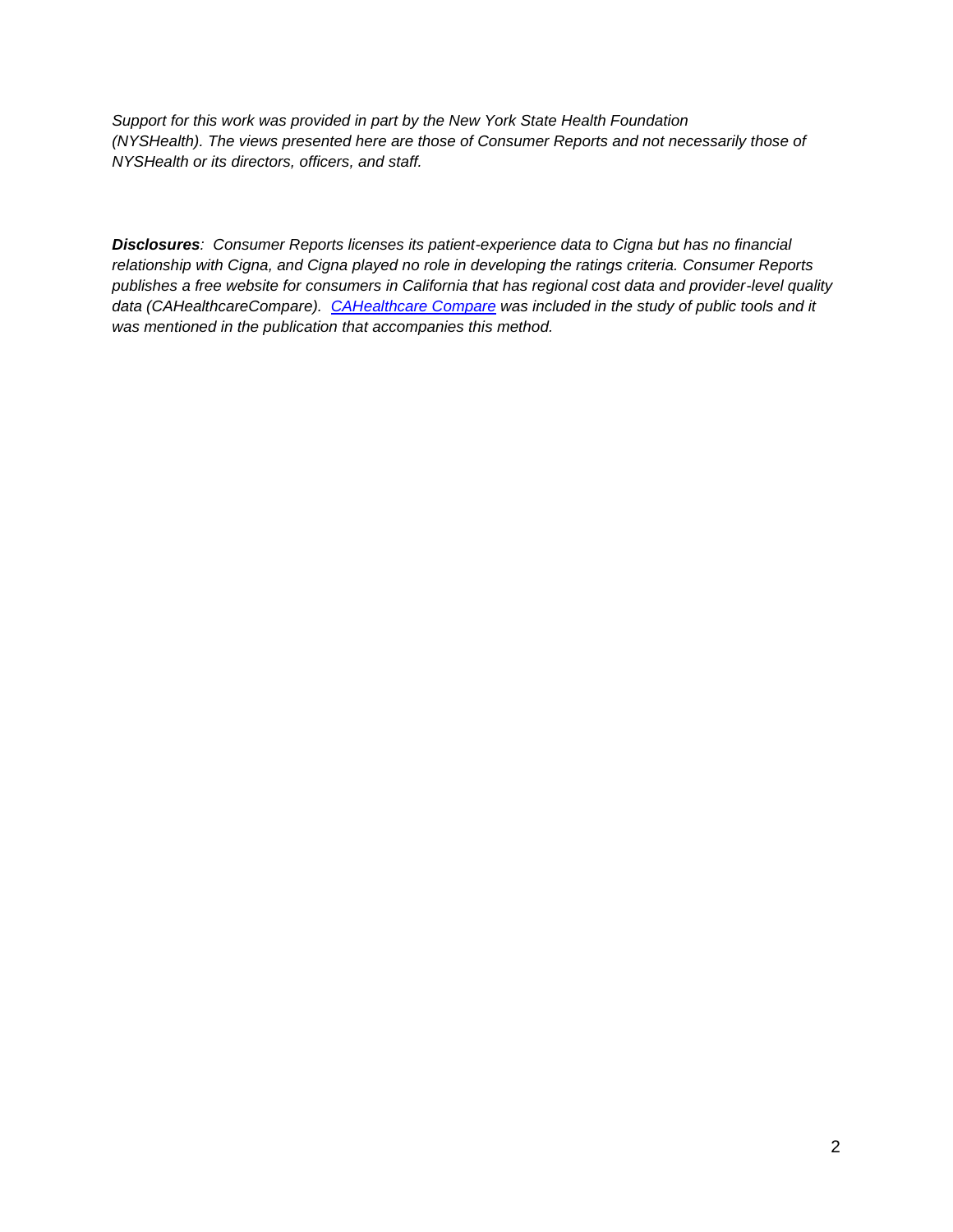*Support for this work was provided in part by the New York State Health Foundation (NYSHealth). The views presented here are those of Consumer Reports and not necessarily those of NYSHealth or its directors, officers, and staff.*

***Disclosures**: Consumer Reports licenses its patient-experience data to Cigna but has no financial relationship with Cigna, and Cigna played no role in developing the ratings criteria. Consumer Reports publishes a free website for consumers in California that has regional cost data and provider-level quality data (CAHealthcareCompare). CAHealthcare Compare was included in the study of public tools and it was mentioned in the publication that accompanies this method.*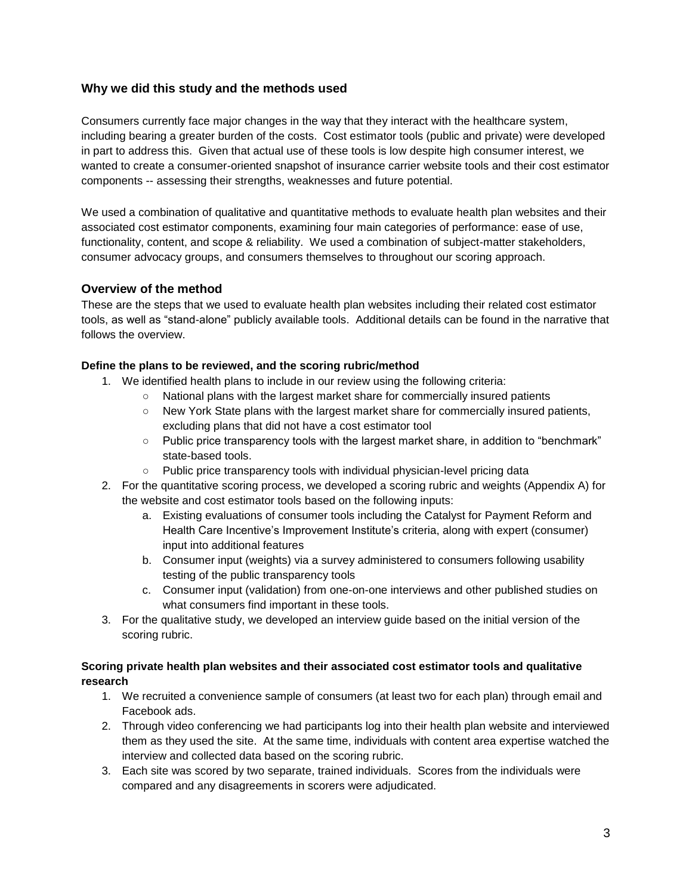## Why we did this study and the methods used

Consumers currently face major changes in the way that they interact with the healthcare system, including bearing a greater burden of the costs. Cost estimator tools (public and private) were developed in part to address this. Given that actual use of these tools is low despite high consumer interest, we wanted to create a consumer-oriented snapshot of insurance carrier website tools and their cost estimator components -- assessing their strengths, weaknesses and future potential.

We used a combination of qualitative and quantitative methods to evaluate health plan websites and their associated cost estimator components, examining four main categories of performance: ease of use, functionality, content, and scope & reliability. We used a combination of subject-matter stakeholders, consumer advocacy groups, and consumers themselves to throughout our scoring approach.

## Overview of the method

These are the steps that we used to evaluate health plan websites including their related cost estimator tools, as well as "stand-alone" publicly available tools. Additional details can be found in the narrative that follows the overview.

**Define the plans to be reviewed, and the scoring rubric/method**

1. We identified health plans to include in our review using the following criteria:
   - National plans with the largest market share for commercially insured patients
   - New York State plans with the largest market share for commercially insured patients, excluding plans that did not have a cost estimator tool
   - Public price transparency tools with the largest market share, in addition to "benchmark" state-based tools.
   - Public price transparency tools with individual physician-level pricing data
2. For the quantitative scoring process, we developed a scoring rubric and weights (Appendix A) for the website and cost estimator tools based on the following inputs:
   a. Existing evaluations of consumer tools including the Catalyst for Payment Reform and Health Care Incentive's Improvement Institute's criteria, along with expert (consumer) input into additional features
   b. Consumer input (weights) via a survey administered to consumers following usability testing of the public transparency tools
   c. Consumer input (validation) from one-on-one interviews and other published studies on what consumers find important in these tools.
3. For the qualitative study, we developed an interview guide based on the initial version of the scoring rubric.

**Scoring private health plan websites and their associated cost estimator tools and qualitative research**

1. We recruited a convenience sample of consumers (at least two for each plan) through email and Facebook ads.
2. Through video conferencing we had participants log into their health plan website and interviewed them as they used the site. At the same time, individuals with content area expertise watched the interview and collected data based on the scoring rubric.
3. Each site was scored by two separate, trained individuals. Scores from the individuals were compared and any disagreements in scorers were adjudicated.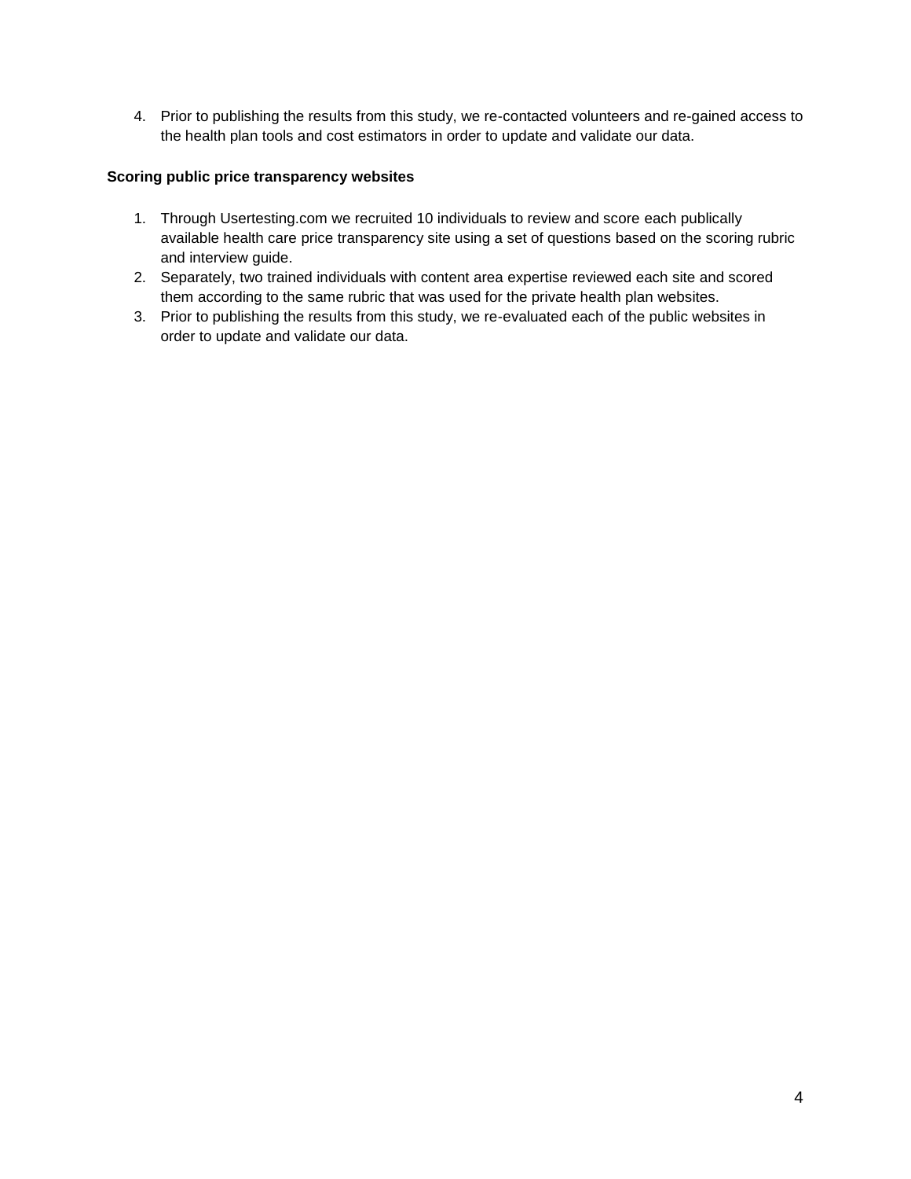4. Prior to publishing the results from this study, we re-contacted volunteers and re-gained access to the health plan tools and cost estimators in order to update and validate our data.

**Scoring public price transparency websites**

1. Through Usertesting.com we recruited 10 individuals to review and score each publically available health care price transparency site using a set of questions based on the scoring rubric and interview guide.
2. Separately, two trained individuals with content area expertise reviewed each site and scored them according to the same rubric that was used for the private health plan websites.
3. Prior to publishing the results from this study, we re-evaluated each of the public websites in order to update and validate our data.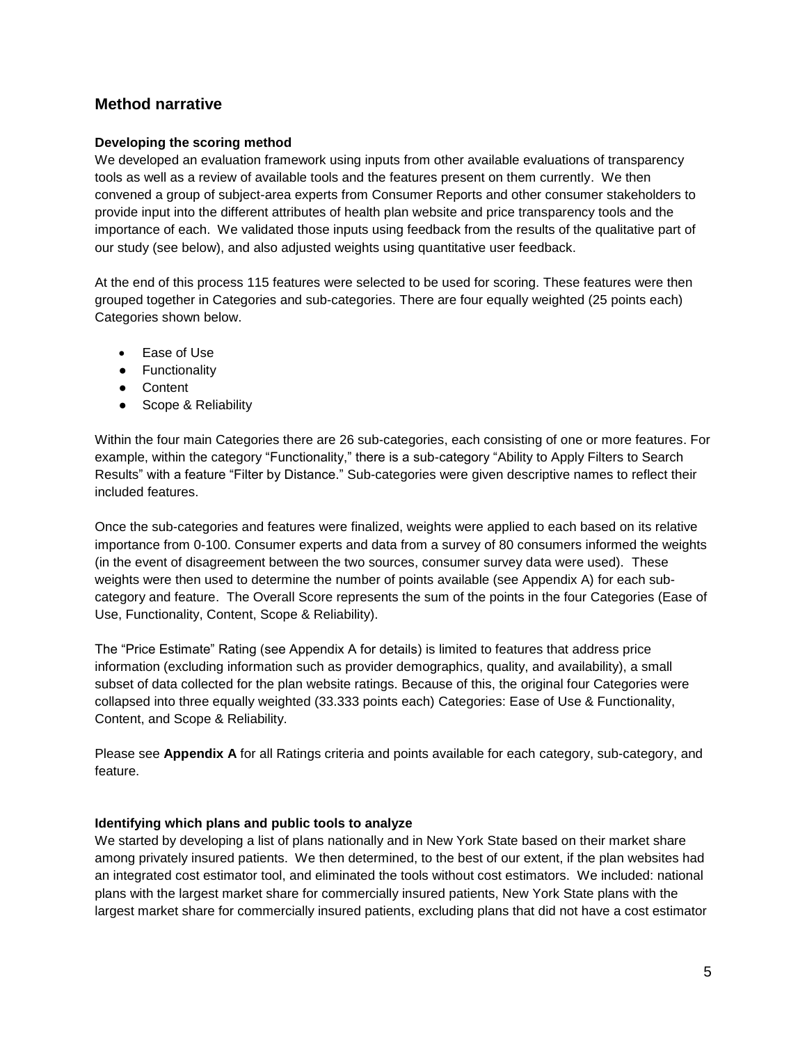## Method narrative

**Developing the scoring method**

We developed an evaluation framework using inputs from other available evaluations of transparency tools as well as a review of available tools and the features present on them currently. We then convened a group of subject-area experts from Consumer Reports and other consumer stakeholders to provide input into the different attributes of health plan website and price transparency tools and the importance of each. We validated those inputs using feedback from the results of the qualitative part of our study (see below), and also adjusted weights using quantitative user feedback.

At the end of this process 115 features were selected to be used for scoring. These features were then grouped together in Categories and sub-categories. There are four equally weighted (25 points each) Categories shown below.

- Ease of Use
- Functionality
- Content
- Scope & Reliability

Within the four main Categories there are 26 sub-categories, each consisting of one or more features. For example, within the category "Functionality," there is a sub-category "Ability to Apply Filters to Search Results" with a feature "Filter by Distance." Sub-categories were given descriptive names to reflect their included features.

Once the sub-categories and features were finalized, weights were applied to each based on its relative importance from 0-100. Consumer experts and data from a survey of 80 consumers informed the weights (in the event of disagreement between the two sources, consumer survey data were used). These weights were then used to determine the number of points available (see Appendix A) for each sub-category and feature. The Overall Score represents the sum of the points in the four Categories (Ease of Use, Functionality, Content, Scope & Reliability).

The "Price Estimate" Rating (see Appendix A for details) is limited to features that address price information (excluding information such as provider demographics, quality, and availability), a small subset of data collected for the plan website ratings. Because of this, the original four Categories were collapsed into three equally weighted (33.333 points each) Categories: Ease of Use & Functionality, Content, and Scope & Reliability.

Please see **Appendix A** for all Ratings criteria and points available for each category, sub-category, and feature.

**Identifying which plans and public tools to analyze**

We started by developing a list of plans nationally and in New York State based on their market share among privately insured patients. We then determined, to the best of our extent, if the plan websites had an integrated cost estimator tool, and eliminated the tools without cost estimators. We included: national plans with the largest market share for commercially insured patients, New York State plans with the largest market share for commercially insured patients, excluding plans that did not have a cost estimator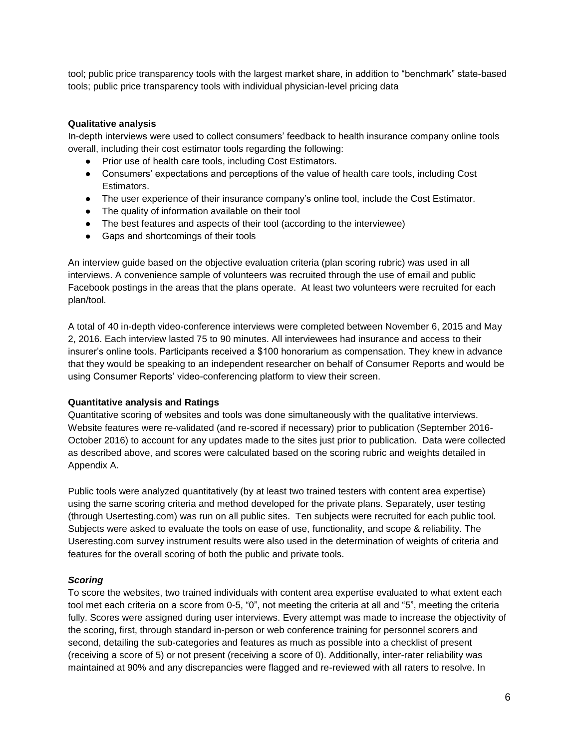tool; public price transparency tools with the largest market share, in addition to "benchmark" state-based tools; public price transparency tools with individual physician-level pricing data

**Qualitative analysis**

In-depth interviews were used to collect consumers' feedback to health insurance company online tools overall, including their cost estimator tools regarding the following:

- Prior use of health care tools, including Cost Estimators.
- Consumers' expectations and perceptions of the value of health care tools, including Cost Estimators.
- The user experience of their insurance company's online tool, include the Cost Estimator.
- The quality of information available on their tool
- The best features and aspects of their tool (according to the interviewee)
- Gaps and shortcomings of their tools

An interview guide based on the objective evaluation criteria (plan scoring rubric) was used in all interviews. A convenience sample of volunteers was recruited through the use of email and public Facebook postings in the areas that the plans operate. At least two volunteers were recruited for each plan/tool.

A total of 40 in-depth video-conference interviews were completed between November 6, 2015 and May 2, 2016. Each interview lasted 75 to 90 minutes. All interviewees had insurance and access to their insurer's online tools. Participants received a $100 honorarium as compensation. They knew in advance that they would be speaking to an independent researcher on behalf of Consumer Reports and would be using Consumer Reports' video-conferencing platform to view their screen.

**Quantitative analysis and Ratings**

Quantitative scoring of websites and tools was done simultaneously with the qualitative interviews. Website features were re-validated (and re-scored if necessary) prior to publication (September 2016-October 2016) to account for any updates made to the sites just prior to publication. Data were collected as described above, and scores were calculated based on the scoring rubric and weights detailed in Appendix A.

Public tools were analyzed quantitatively (by at least two trained testers with content area expertise) using the same scoring criteria and method developed for the private plans. Separately, user testing (through Usertesting.com) was run on all public sites. Ten subjects were recruited for each public tool. Subjects were asked to evaluate the tools on ease of use, functionality, and scope & reliability. The Useresting.com survey instrument results were also used in the determination of weights of criteria and features for the overall scoring of both the public and private tools.

***Scoring***

To score the websites, two trained individuals with content area expertise evaluated to what extent each tool met each criteria on a score from 0-5, "0", not meeting the criteria at all and "5", meeting the criteria fully. Scores were assigned during user interviews. Every attempt was made to increase the objectivity of the scoring, first, through standard in-person or web conference training for personnel scorers and second, detailing the sub-categories and features as much as possible into a checklist of present (receiving a score of 5) or not present (receiving a score of 0). Additionally, inter-rater reliability was maintained at 90% and any discrepancies were flagged and re-reviewed with all raters to resolve. In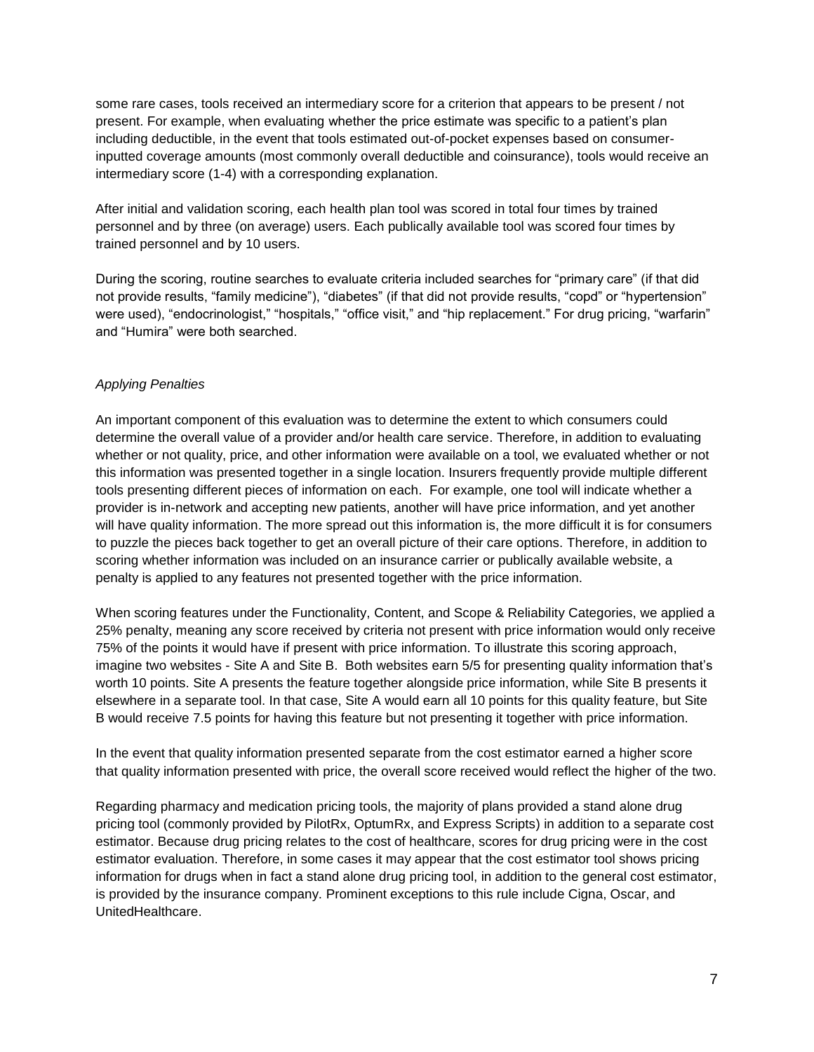some rare cases, tools received an intermediary score for a criterion that appears to be present / not present. For example, when evaluating whether the price estimate was specific to a patient's plan including deductible, in the event that tools estimated out-of-pocket expenses based on consumer-inputted coverage amounts (most commonly overall deductible and coinsurance), tools would receive an intermediary score (1-4) with a corresponding explanation.

After initial and validation scoring, each health plan tool was scored in total four times by trained personnel and by three (on average) users. Each publically available tool was scored four times by trained personnel and by 10 users.

During the scoring, routine searches to evaluate criteria included searches for "primary care" (if that did not provide results, "family medicine"), "diabetes" (if that did not provide results, "copd" or "hypertension" were used), "endocrinologist," "hospitals," "office visit," and "hip replacement." For drug pricing, "warfarin" and "Humira" were both searched.

*Applying Penalties*

An important component of this evaluation was to determine the extent to which consumers could determine the overall value of a provider and/or health care service. Therefore, in addition to evaluating whether or not quality, price, and other information were available on a tool, we evaluated whether or not this information was presented together in a single location. Insurers frequently provide multiple different tools presenting different pieces of information on each. For example, one tool will indicate whether a provider is in-network and accepting new patients, another will have price information, and yet another will have quality information. The more spread out this information is, the more difficult it is for consumers to puzzle the pieces back together to get an overall picture of their care options. Therefore, in addition to scoring whether information was included on an insurance carrier or publically available website, a penalty is applied to any features not presented together with the price information.

When scoring features under the Functionality, Content, and Scope & Reliability Categories, we applied a 25% penalty, meaning any score received by criteria not present with price information would only receive 75% of the points it would have if present with price information. To illustrate this scoring approach, imagine two websites - Site A and Site B. Both websites earn 5/5 for presenting quality information that's worth 10 points. Site A presents the feature together alongside price information, while Site B presents it elsewhere in a separate tool. In that case, Site A would earn all 10 points for this quality feature, but Site B would receive 7.5 points for having this feature but not presenting it together with price information.

In the event that quality information presented separate from the cost estimator earned a higher score that quality information presented with price, the overall score received would reflect the higher of the two.

Regarding pharmacy and medication pricing tools, the majority of plans provided a stand alone drug pricing tool (commonly provided by PilotRx, OptumRx, and Express Scripts) in addition to a separate cost estimator. Because drug pricing relates to the cost of healthcare, scores for drug pricing were in the cost estimator evaluation. Therefore, in some cases it may appear that the cost estimator tool shows pricing information for drugs when in fact a stand alone drug pricing tool, in addition to the general cost estimator, is provided by the insurance company. Prominent exceptions to this rule include Cigna, Oscar, and UnitedHealthcare.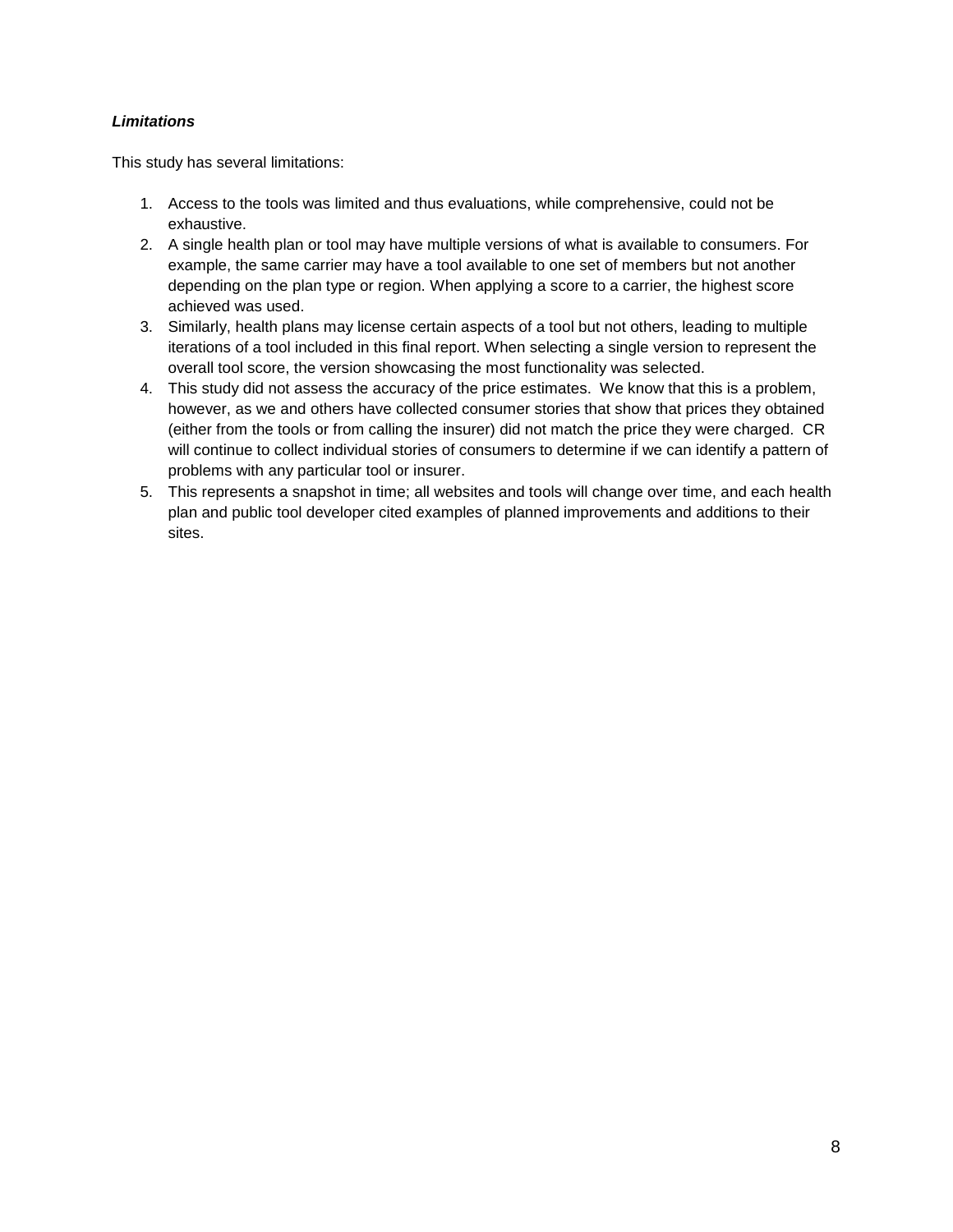***Limitations***

This study has several limitations:

1. Access to the tools was limited and thus evaluations, while comprehensive, could not be exhaustive.
2. A single health plan or tool may have multiple versions of what is available to consumers. For example, the same carrier may have a tool available to one set of members but not another depending on the plan type or region. When applying a score to a carrier, the highest score achieved was used.
3. Similarly, health plans may license certain aspects of a tool but not others, leading to multiple iterations of a tool included in this final report. When selecting a single version to represent the overall tool score, the version showcasing the most functionality was selected.
4. This study did not assess the accuracy of the price estimates. We know that this is a problem, however, as we and others have collected consumer stories that show that prices they obtained (either from the tools or from calling the insurer) did not match the price they were charged. CR will continue to collect individual stories of consumers to determine if we can identify a pattern of problems with any particular tool or insurer.
5. This represents a snapshot in time; all websites and tools will change over time, and each health plan and public tool developer cited examples of planned improvements and additions to their sites.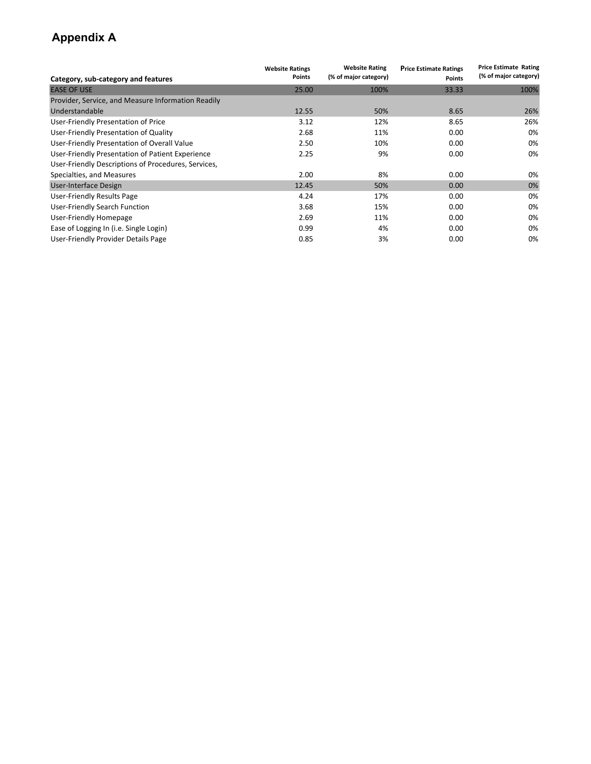# Appendix A

| Category, sub-category and features | Website Ratings Points | Website Rating (% of major category) | Price Estimate Ratings Points | Price Estimate Rating (% of major category) |
|---|---|---|---|---|
| EASE OF USE | 25.00 | 100% | 33.33 | 100% |
| Provider, Service, and Measure Information Readily Understandable | 12.55 | 50% | 8.65 | 26% |
| User-Friendly Presentation of Price | 3.12 | 12% | 8.65 | 26% |
| User-Friendly Presentation of Quality | 2.68 | 11% | 0.00 | 0% |
| User-Friendly Presentation of Overall Value | 2.50 | 10% | 0.00 | 0% |
| User-Friendly Presentation of Patient Experience | 2.25 | 9% | 0.00 | 0% |
| User-Friendly Descriptions of Procedures, Services, Specialties, and Measures | 2.00 | 8% | 0.00 | 0% |
| User-Interface Design | 12.45 | 50% | 0.00 | 0% |
| User-Friendly Results Page | 4.24 | 17% | 0.00 | 0% |
| User-Friendly Search Function | 3.68 | 15% | 0.00 | 0% |
| User-Friendly Homepage | 2.69 | 11% | 0.00 | 0% |
| Ease of Logging In (i.e. Single Login) | 0.99 | 4% | 0.00 | 0% |
| User-Friendly Provider Details Page | 0.85 | 3% | 0.00 | 0% |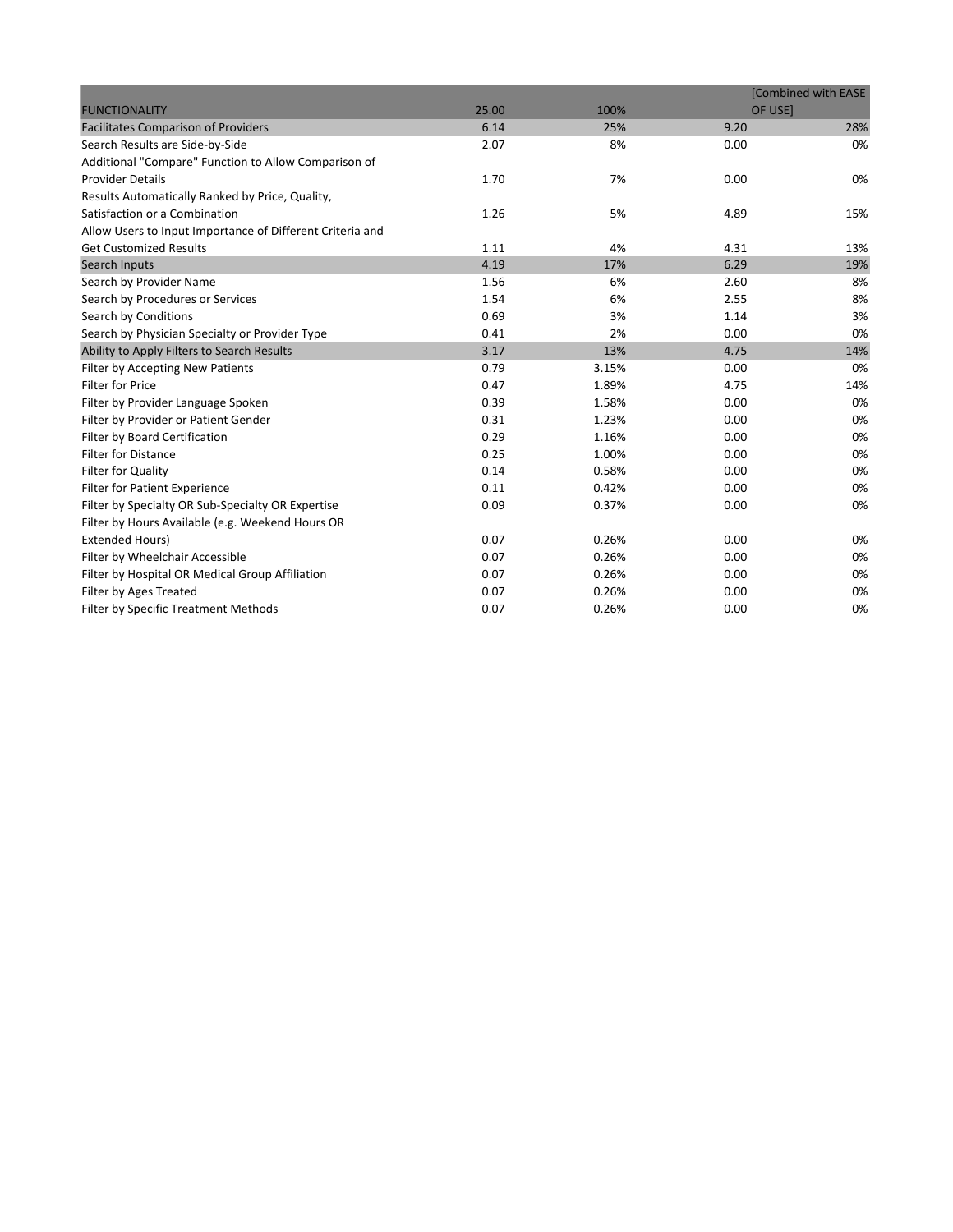| FUNCTIONALITY | 25.00 | 100% | [Combined with EASE OF USE] | |
|---|---|---|---|---|
| Facilitates Comparison of Providers | 6.14 | 25% | 9.20 | 28% |
| Search Results are Side-by-Side | 2.07 | 8% | 0.00 | 0% |
| Additional "Compare" Function to Allow Comparison of Provider Details | 1.70 | 7% | 0.00 | 0% |
| Results Automatically Ranked by Price, Quality, Satisfaction or a Combination | 1.26 | 5% | 4.89 | 15% |
| Allow Users to Input Importance of Different Criteria and Get Customized Results | 1.11 | 4% | 4.31 | 13% |
| Search Inputs | 4.19 | 17% | 6.29 | 19% |
| Search by Provider Name | 1.56 | 6% | 2.60 | 8% |
| Search by Procedures or Services | 1.54 | 6% | 2.55 | 8% |
| Search by Conditions | 0.69 | 3% | 1.14 | 3% |
| Search by Physician Specialty or Provider Type | 0.41 | 2% | 0.00 | 0% |
| Ability to Apply Filters to Search Results | 3.17 | 13% | 4.75 | 14% |
| Filter by Accepting New Patients | 0.79 | 3.15% | 0.00 | 0% |
| Filter for Price | 0.47 | 1.89% | 4.75 | 14% |
| Filter by Provider Language Spoken | 0.39 | 1.58% | 0.00 | 0% |
| Filter by Provider or Patient Gender | 0.31 | 1.23% | 0.00 | 0% |
| Filter by Board Certification | 0.29 | 1.16% | 0.00 | 0% |
| Filter for Distance | 0.25 | 1.00% | 0.00 | 0% |
| Filter for Quality | 0.14 | 0.58% | 0.00 | 0% |
| Filter for Patient Experience | 0.11 | 0.42% | 0.00 | 0% |
| Filter by Specialty OR Sub-Specialty OR Expertise | 0.09 | 0.37% | 0.00 | 0% |
| Filter by Hours Available (e.g. Weekend Hours OR Extended Hours) | 0.07 | 0.26% | 0.00 | 0% |
| Filter by Wheelchair Accessible | 0.07 | 0.26% | 0.00 | 0% |
| Filter by Hospital OR Medical Group Affiliation | 0.07 | 0.26% | 0.00 | 0% |
| Filter by Ages Treated | 0.07 | 0.26% | 0.00 | 0% |
| Filter by Specific Treatment Methods | 0.07 | 0.26% | 0.00 | 0% |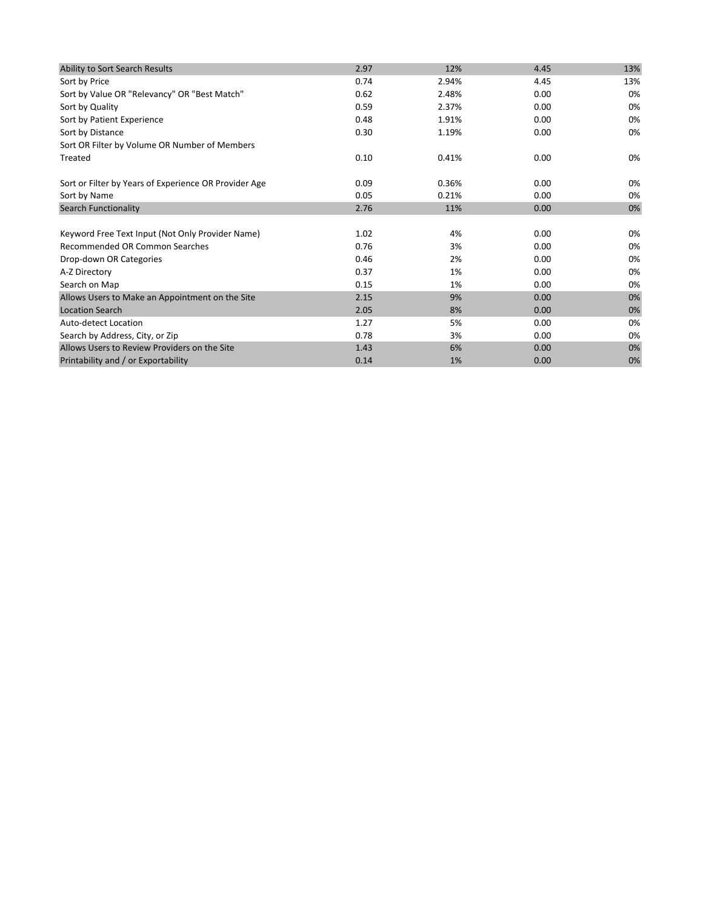| | | | | |
|---|---|---|---|---|
| Ability to Sort Search Results | 2.97 | 12% | 4.45 | 13% |
| Sort by Price | 0.74 | 2.94% | 4.45 | 13% |
| Sort by Value OR "Relevancy" OR "Best Match" | 0.62 | 2.48% | 0.00 | 0% |
| Sort by Quality | 0.59 | 2.37% | 0.00 | 0% |
| Sort by Patient Experience | 0.48 | 1.91% | 0.00 | 0% |
| Sort by Distance | 0.30 | 1.19% | 0.00 | 0% |
| Sort OR Filter by Volume OR Number of Members Treated | 0.10 | 0.41% | 0.00 | 0% |
| Sort or Filter by Years of Experience OR Provider Age | 0.09 | 0.36% | 0.00 | 0% |
| Sort by Name | 0.05 | 0.21% | 0.00 | 0% |
| Search Functionality | 2.76 | 11% | 0.00 | 0% |
| Keyword Free Text Input (Not Only Provider Name) | 1.02 | 4% | 0.00 | 0% |
| Recommended OR Common Searches | 0.76 | 3% | 0.00 | 0% |
| Drop-down OR Categories | 0.46 | 2% | 0.00 | 0% |
| A-Z Directory | 0.37 | 1% | 0.00 | 0% |
| Search on Map | 0.15 | 1% | 0.00 | 0% |
| Allows Users to Make an Appointment on the Site | 2.15 | 9% | 0.00 | 0% |
| Location Search | 2.05 | 8% | 0.00 | 0% |
| Auto-detect Location | 1.27 | 5% | 0.00 | 0% |
| Search by Address, City, or Zip | 0.78 | 3% | 0.00 | 0% |
| Allows Users to Review Providers on the Site | 1.43 | 6% | 0.00 | 0% |
| Printability and / or Exportability | 0.14 | 1% | 0.00 | 0% |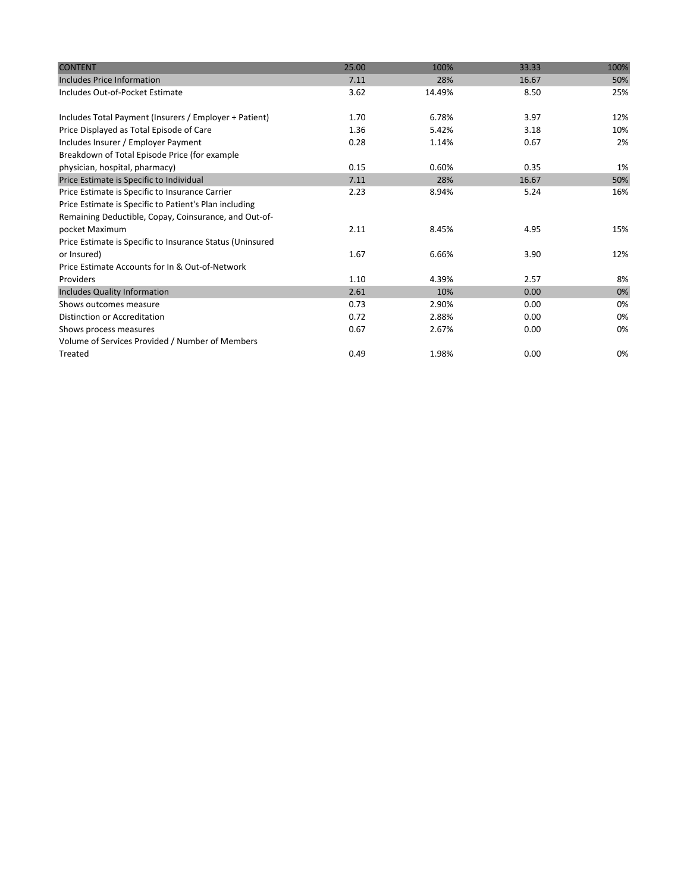| CONTENT | 25.00 | 100% | 33.33 | 100% |
|---|---|---|---|---|
| Includes Price Information | 7.11 | 28% | 16.67 | 50% |
| Includes Out-of-Pocket Estimate | 3.62 | 14.49% | 8.50 | 25% |
| Includes Total Payment (Insurers / Employer + Patient) | 1.70 | 6.78% | 3.97 | 12% |
| Price Displayed as Total Episode of Care | 1.36 | 5.42% | 3.18 | 10% |
| Includes Insurer / Employer Payment | 0.28 | 1.14% | 0.67 | 2% |
| Breakdown of Total Episode Price (for example physician, hospital, pharmacy) | 0.15 | 0.60% | 0.35 | 1% |
| Price Estimate is Specific to Individual | 7.11 | 28% | 16.67 | 50% |
| Price Estimate is Specific to Insurance Carrier | 2.23 | 8.94% | 5.24 | 16% |
| Price Estimate is Specific to Patient's Plan including Remaining Deductible, Copay, Coinsurance, and Out-of-pocket Maximum | 2.11 | 8.45% | 4.95 | 15% |
| Price Estimate is Specific to Insurance Status (Uninsured or Insured) | 1.67 | 6.66% | 3.90 | 12% |
| Price Estimate Accounts for In & Out-of-Network Providers | 1.10 | 4.39% | 2.57 | 8% |
| Includes Quality Information | 2.61 | 10% | 0.00 | 0% |
| Shows outcomes measure | 0.73 | 2.90% | 0.00 | 0% |
| Distinction or Accreditation | 0.72 | 2.88% | 0.00 | 0% |
| Shows process measures | 0.67 | 2.67% | 0.00 | 0% |
| Volume of Services Provided / Number of Members Treated | 0.49 | 1.98% | 0.00 | 0% |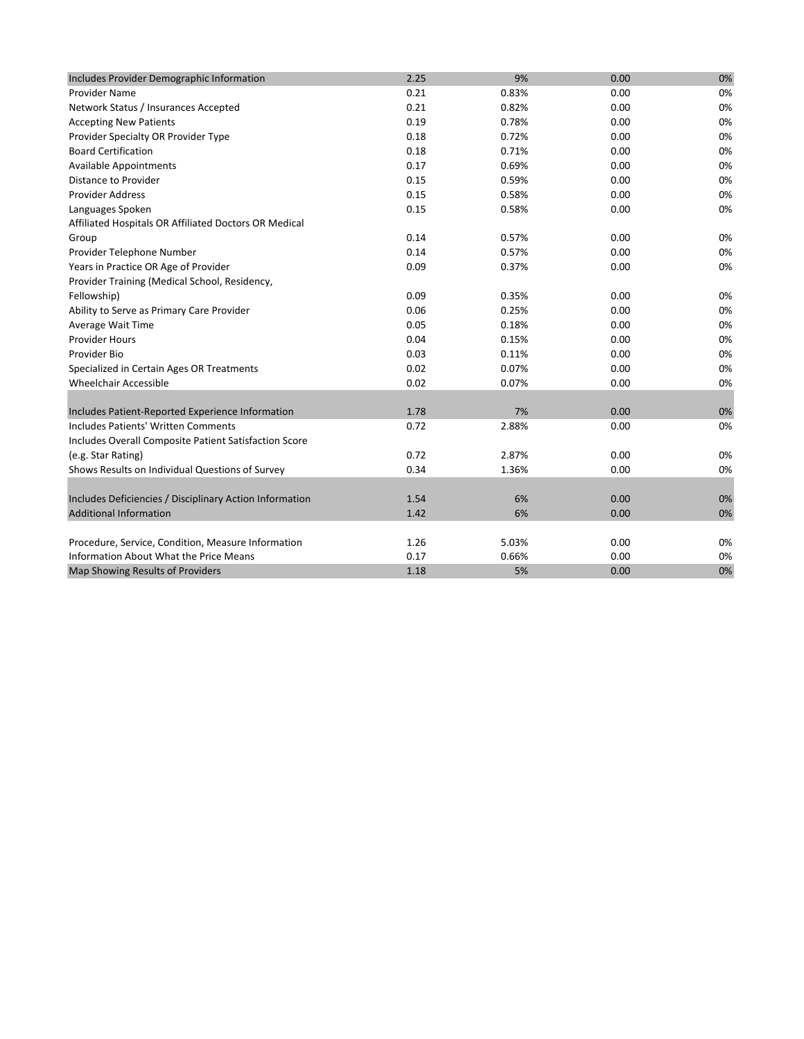| | | | | |
|---|---|---|---|---|
| Includes Provider Demographic Information | 2.25 | 9% | 0.00 | 0% |
| Provider Name | 0.21 | 0.83% | 0.00 | 0% |
| Network Status / Insurances Accepted | 0.21 | 0.82% | 0.00 | 0% |
| Accepting New Patients | 0.19 | 0.78% | 0.00 | 0% |
| Provider Specialty OR Provider Type | 0.18 | 0.72% | 0.00 | 0% |
| Board Certification | 0.18 | 0.71% | 0.00 | 0% |
| Available Appointments | 0.17 | 0.69% | 0.00 | 0% |
| Distance to Provider | 0.15 | 0.59% | 0.00 | 0% |
| Provider Address | 0.15 | 0.58% | 0.00 | 0% |
| Languages Spoken | 0.15 | 0.58% | 0.00 | 0% |
| Affiliated Hospitals OR Affiliated Doctors OR Medical Group | 0.14 | 0.57% | 0.00 | 0% |
| Provider Telephone Number | 0.14 | 0.57% | 0.00 | 0% |
| Years in Practice OR Age of Provider | 0.09 | 0.37% | 0.00 | 0% |
| Provider Training (Medical School, Residency, Fellowship) | 0.09 | 0.35% | 0.00 | 0% |
| Ability to Serve as Primary Care Provider | 0.06 | 0.25% | 0.00 | 0% |
| Average Wait Time | 0.05 | 0.18% | 0.00 | 0% |
| Provider Hours | 0.04 | 0.15% | 0.00 | 0% |
| Provider Bio | 0.03 | 0.11% | 0.00 | 0% |
| Specialized in Certain Ages OR Treatments | 0.02 | 0.07% | 0.00 | 0% |
| Wheelchair Accessible | 0.02 | 0.07% | 0.00 | 0% |
| | | | | |
| Includes Patient-Reported Experience Information | 1.78 | 7% | 0.00 | 0% |
| Includes Patients' Written Comments | 0.72 | 2.88% | 0.00 | 0% |
| Includes Overall Composite Patient Satisfaction Score (e.g. Star Rating) | 0.72 | 2.87% | 0.00 | 0% |
| Shows Results on Individual Questions of Survey | 0.34 | 1.36% | 0.00 | 0% |
| | | | | |
| Includes Deficiencies / Disciplinary Action Information | 1.54 | 6% | 0.00 | 0% |
| Additional Information | 1.42 | 6% | 0.00 | 0% |
| | | | | |
| Procedure, Service, Condition, Measure Information | 1.26 | 5.03% | 0.00 | 0% |
| Information About What the Price Means | 0.17 | 0.66% | 0.00 | 0% |
| Map Showing Results of Providers | 1.18 | 5% | 0.00 | 0% |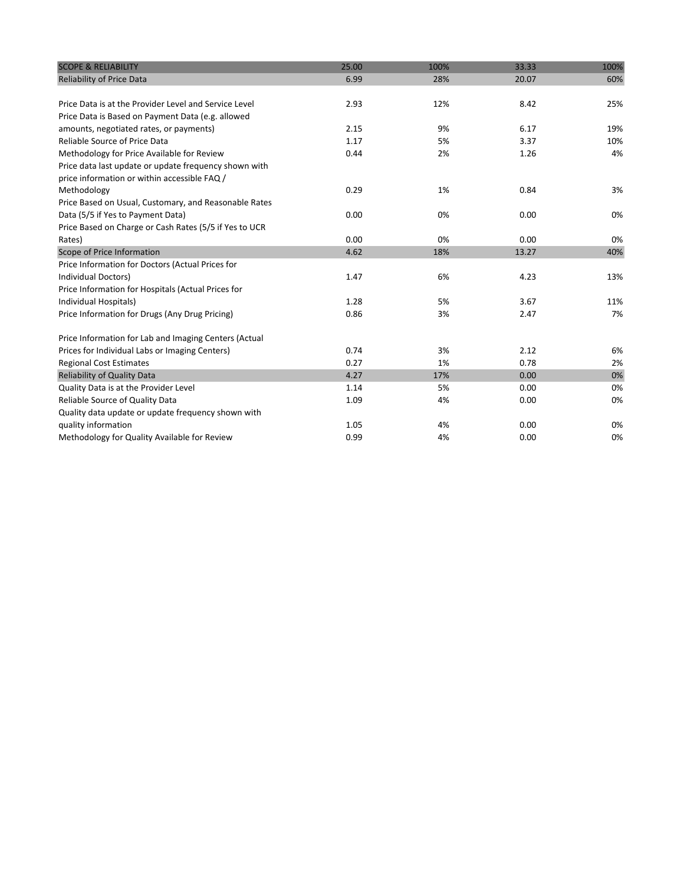| SCOPE & RELIABILITY | 25.00 | 100% | 33.33 | 100% |
| --- | --- | --- | --- | --- |
| Reliability of Price Data | 6.99 | 28% | 20.07 | 60% |
| | | | | |
| Price Data is at the Provider Level and Service Level | 2.93 | 12% | 8.42 | 25% |
| Price Data is Based on Payment Data (e.g. allowed amounts, negotiated rates, or payments) | 2.15 | 9% | 6.17 | 19% |
| Reliable Source of Price Data | 1.17 | 5% | 3.37 | 10% |
| Methodology for Price Available for Review | 0.44 | 2% | 1.26 | 4% |
| Price data last update or update frequency shown with price information or within accessible FAQ / Methodology | 0.29 | 1% | 0.84 | 3% |
| Price Based on Usual, Customary, and Reasonable Rates Data (5/5 if Yes to Payment Data) | 0.00 | 0% | 0.00 | 0% |
| Price Based on Charge or Cash Rates (5/5 if Yes to UCR Rates) | 0.00 | 0% | 0.00 | 0% |
| Scope of Price Information | 4.62 | 18% | 13.27 | 40% |
| Price Information for Doctors (Actual Prices for Individual Doctors) | 1.47 | 6% | 4.23 | 13% |
| Price Information for Hospitals (Actual Prices for Individual Hospitals) | 1.28 | 5% | 3.67 | 11% |
| Price Information for Drugs (Any Drug Pricing) | 0.86 | 3% | 2.47 | 7% |
| Price Information for Lab and Imaging Centers (Actual Prices for Individual Labs or Imaging Centers) | 0.74 | 3% | 2.12 | 6% |
| Regional Cost Estimates | 0.27 | 1% | 0.78 | 2% |
| Reliability of Quality Data | 4.27 | 17% | 0.00 | 0% |
| Quality Data is at the Provider Level | 1.14 | 5% | 0.00 | 0% |
| Reliable Source of Quality Data | 1.09 | 4% | 0.00 | 0% |
| Quality data update or update frequency shown with quality information | 1.05 | 4% | 0.00 | 0% |
| Methodology for Quality Available for Review | 0.99 | 4% | 0.00 | 0% |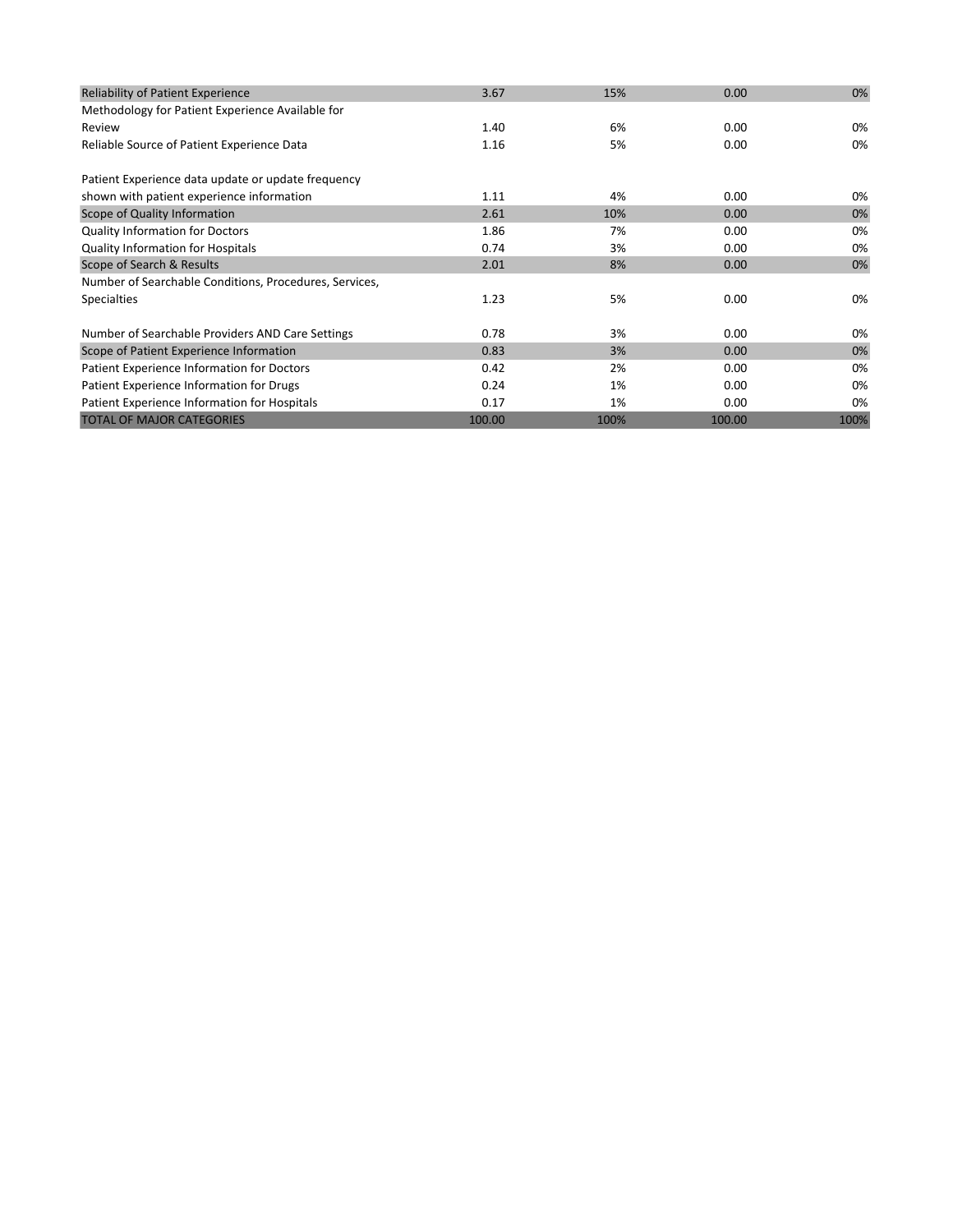| | | | | |
|---|---|---|---|---|
| Reliability of Patient Experience | 3.67 | 15% | 0.00 | 0% |
| Methodology for Patient Experience Available for Review | 1.40 | 6% | 0.00 | 0% |
| Reliable Source of Patient Experience Data | 1.16 | 5% | 0.00 | 0% |
| Patient Experience data update or update frequency shown with patient experience information | 1.11 | 4% | 0.00 | 0% |
| Scope of Quality Information | 2.61 | 10% | 0.00 | 0% |
| Quality Information for Doctors | 1.86 | 7% | 0.00 | 0% |
| Quality Information for Hospitals | 0.74 | 3% | 0.00 | 0% |
| Scope of Search & Results | 2.01 | 8% | 0.00 | 0% |
| Number of Searchable Conditions, Procedures, Services, Specialties | 1.23 | 5% | 0.00 | 0% |
| Number of Searchable Providers AND Care Settings | 0.78 | 3% | 0.00 | 0% |
| Scope of Patient Experience Information | 0.83 | 3% | 0.00 | 0% |
| Patient Experience Information for Doctors | 0.42 | 2% | 0.00 | 0% |
| Patient Experience Information for Drugs | 0.24 | 1% | 0.00 | 0% |
| Patient Experience Information for Hospitals | 0.17 | 1% | 0.00 | 0% |
| TOTAL OF MAJOR CATEGORIES | 100.00 | 100% | 100.00 | 100% |